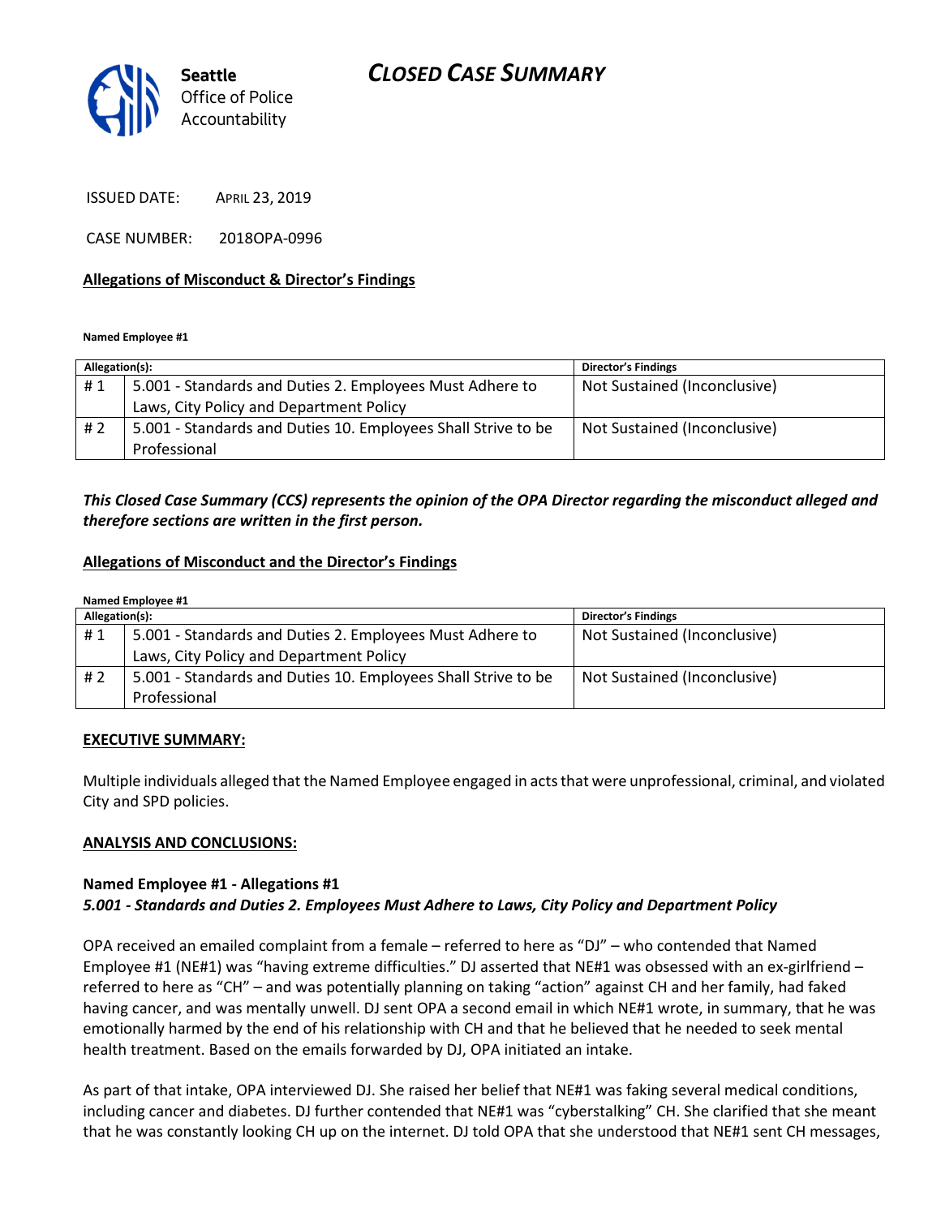# CLOSED CASE SUMMARY

**Seattle** Office of Police Accountability

ISSUED DATE: APRIL 23, 2019

CASE NUMBER: 2018OPA-0996

## Allegations of Misconduct & Director's Findings

**Named Employee #1**

| Allegation(s): | | Director's Findings |
|---|---|---|
| # 1 | 5.001 - Standards and Duties 2. Employees Must Adhere to Laws, City Policy and Department Policy | Not Sustained (Inconclusive) |
| # 2 | 5.001 - Standards and Duties 10. Employees Shall Strive to be Professional | Not Sustained (Inconclusive) |

***This Closed Case Summary (CCS) represents the opinion of the OPA Director regarding the misconduct alleged and therefore sections are written in the first person.***

## Allegations of Misconduct and the Director's Findings

**Named Employee #1**

| Allegation(s): | | Director's Findings |
|---|---|---|
| # 1 | 5.001 - Standards and Duties 2. Employees Must Adhere to Laws, City Policy and Department Policy | Not Sustained (Inconclusive) |
| # 2 | 5.001 - Standards and Duties 10. Employees Shall Strive to be Professional | Not Sustained (Inconclusive) |

## EXECUTIVE SUMMARY:

Multiple individuals alleged that the Named Employee engaged in acts that were unprofessional, criminal, and violated City and SPD policies.

## ANALYSIS AND CONCLUSIONS:

**Named Employee #1 - Allegations #1**
***5.001 - Standards and Duties 2. Employees Must Adhere to Laws, City Policy and Department Policy***

OPA received an emailed complaint from a female – referred to here as "DJ" – who contended that Named Employee #1 (NE#1) was "having extreme difficulties." DJ asserted that NE#1 was obsessed with an ex-girlfriend – referred to here as "CH" – and was potentially planning on taking "action" against CH and her family, had faked having cancer, and was mentally unwell. DJ sent OPA a second email in which NE#1 wrote, in summary, that he was emotionally harmed by the end of his relationship with CH and that he believed that he needed to seek mental health treatment. Based on the emails forwarded by DJ, OPA initiated an intake.

As part of that intake, OPA interviewed DJ. She raised her belief that NE#1 was faking several medical conditions, including cancer and diabetes. DJ further contended that NE#1 was "cyberstalking" CH. She clarified that she meant that he was constantly looking CH up on the internet. DJ told OPA that she understood that NE#1 sent CH messages,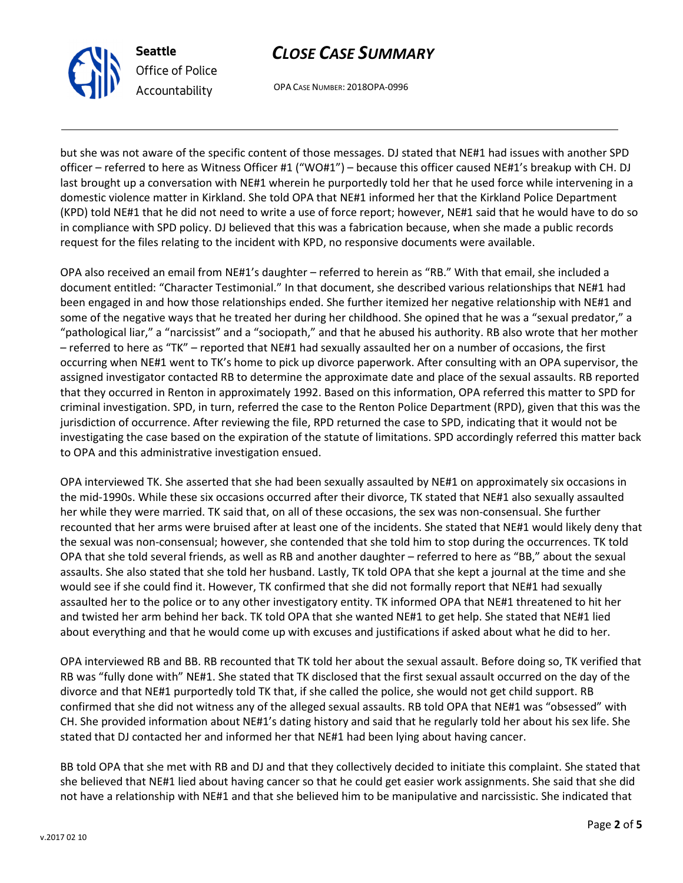but she was not aware of the specific content of those messages. DJ stated that NE#1 had issues with another SPD officer – referred to here as Witness Officer #1 ("WO#1") – because this officer caused NE#1's breakup with CH. DJ last brought up a conversation with NE#1 wherein he purportedly told her that he used force while intervening in a domestic violence matter in Kirkland. She told OPA that NE#1 informed her that the Kirkland Police Department (KPD) told NE#1 that he did not need to write a use of force report; however, NE#1 said that he would have to do so in compliance with SPD policy. DJ believed that this was a fabrication because, when she made a public records request for the files relating to the incident with KPD, no responsive documents were available.

OPA also received an email from NE#1's daughter – referred to herein as "RB." With that email, she included a document entitled: "Character Testimonial." In that document, she described various relationships that NE#1 had been engaged in and how those relationships ended. She further itemized her negative relationship with NE#1 and some of the negative ways that he treated her during her childhood. She opined that he was a "sexual predator," a "pathological liar," a "narcissist" and a "sociopath," and that he abused his authority. RB also wrote that her mother – referred to here as "TK" – reported that NE#1 had sexually assaulted her on a number of occasions, the first occurring when NE#1 went to TK's home to pick up divorce paperwork. After consulting with an OPA supervisor, the assigned investigator contacted RB to determine the approximate date and place of the sexual assaults. RB reported that they occurred in Renton in approximately 1992. Based on this information, OPA referred this matter to SPD for criminal investigation. SPD, in turn, referred the case to the Renton Police Department (RPD), given that this was the jurisdiction of occurrence. After reviewing the file, RPD returned the case to SPD, indicating that it would not be investigating the case based on the expiration of the statute of limitations. SPD accordingly referred this matter back to OPA and this administrative investigation ensued.

OPA interviewed TK. She asserted that she had been sexually assaulted by NE#1 on approximately six occasions in the mid-1990s. While these six occasions occurred after their divorce, TK stated that NE#1 also sexually assaulted her while they were married. TK said that, on all of these occasions, the sex was non-consensual. She further recounted that her arms were bruised after at least one of the incidents. She stated that NE#1 would likely deny that the sexual was non-consensual; however, she contended that she told him to stop during the occurrences. TK told OPA that she told several friends, as well as RB and another daughter – referred to here as "BB," about the sexual assaults. She also stated that she told her husband. Lastly, TK told OPA that she kept a journal at the time and she would see if she could find it. However, TK confirmed that she did not formally report that NE#1 had sexually assaulted her to the police or to any other investigatory entity. TK informed OPA that NE#1 threatened to hit her and twisted her arm behind her back. TK told OPA that she wanted NE#1 to get help. She stated that NE#1 lied about everything and that he would come up with excuses and justifications if asked about what he did to her.

OPA interviewed RB and BB. RB recounted that TK told her about the sexual assault. Before doing so, TK verified that RB was "fully done with" NE#1. She stated that TK disclosed that the first sexual assault occurred on the day of the divorce and that NE#1 purportedly told TK that, if she called the police, she would not get child support. RB confirmed that she did not witness any of the alleged sexual assaults. RB told OPA that NE#1 was "obsessed" with CH. She provided information about NE#1's dating history and said that he regularly told her about his sex life. She stated that DJ contacted her and informed her that NE#1 had been lying about having cancer.

BB told OPA that she met with RB and DJ and that they collectively decided to initiate this complaint. She stated that she believed that NE#1 lied about having cancer so that he could get easier work assignments. She said that she did not have a relationship with NE#1 and that she believed him to be manipulative and narcissistic. She indicated that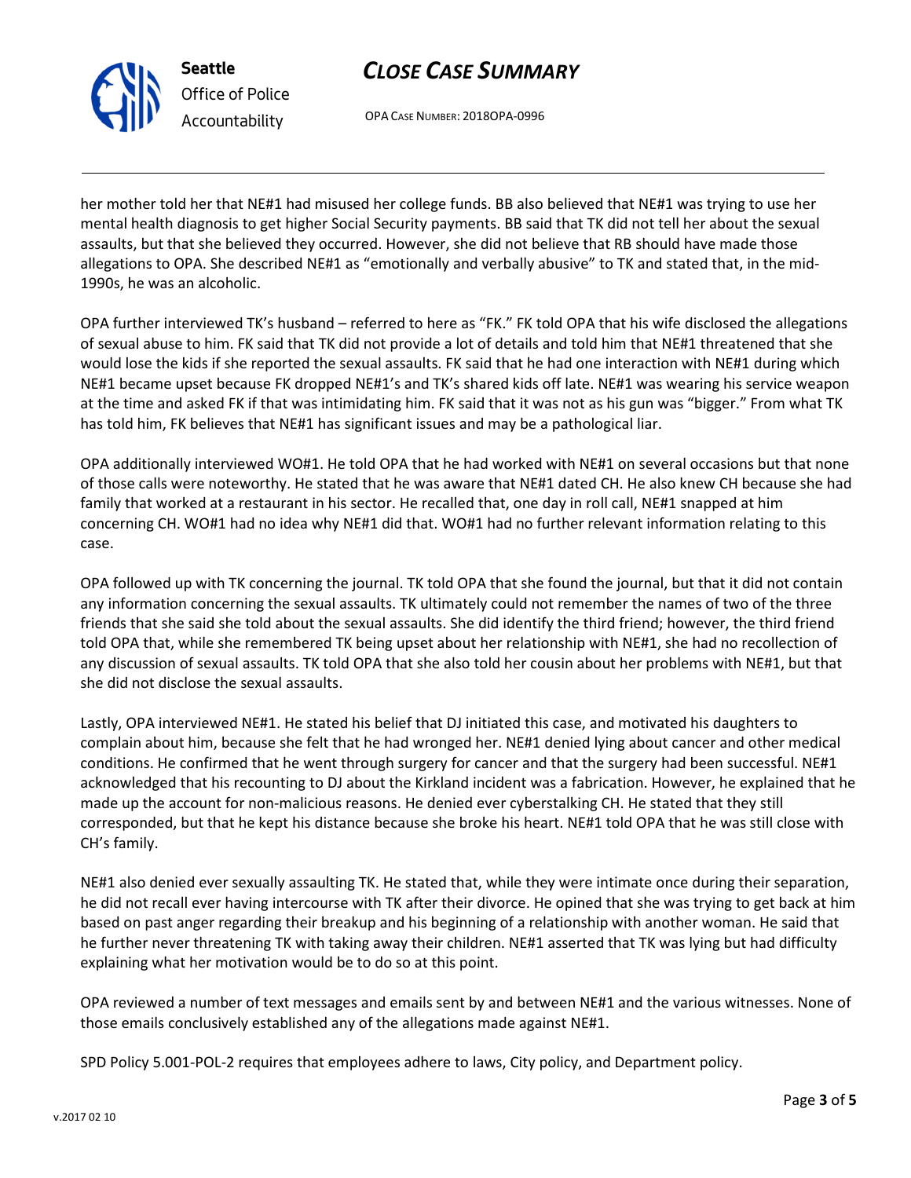her mother told her that NE#1 had misused her college funds. BB also believed that NE#1 was trying to use her mental health diagnosis to get higher Social Security payments. BB said that TK did not tell her about the sexual assaults, but that she believed they occurred. However, she did not believe that RB should have made those allegations to OPA. She described NE#1 as "emotionally and verbally abusive" to TK and stated that, in the mid-1990s, he was an alcoholic.

OPA further interviewed TK's husband – referred to here as "FK." FK told OPA that his wife disclosed the allegations of sexual abuse to him. FK said that TK did not provide a lot of details and told him that NE#1 threatened that she would lose the kids if she reported the sexual assaults. FK said that he had one interaction with NE#1 during which NE#1 became upset because FK dropped NE#1's and TK's shared kids off late. NE#1 was wearing his service weapon at the time and asked FK if that was intimidating him. FK said that it was not as his gun was "bigger." From what TK has told him, FK believes that NE#1 has significant issues and may be a pathological liar.

OPA additionally interviewed WO#1. He told OPA that he had worked with NE#1 on several occasions but that none of those calls were noteworthy. He stated that he was aware that NE#1 dated CH. He also knew CH because she had family that worked at a restaurant in his sector. He recalled that, one day in roll call, NE#1 snapped at him concerning CH. WO#1 had no idea why NE#1 did that. WO#1 had no further relevant information relating to this case.

OPA followed up with TK concerning the journal. TK told OPA that she found the journal, but that it did not contain any information concerning the sexual assaults. TK ultimately could not remember the names of two of the three friends that she said she told about the sexual assaults. She did identify the third friend; however, the third friend told OPA that, while she remembered TK being upset about her relationship with NE#1, she had no recollection of any discussion of sexual assaults. TK told OPA that she also told her cousin about her problems with NE#1, but that she did not disclose the sexual assaults.

Lastly, OPA interviewed NE#1. He stated his belief that DJ initiated this case, and motivated his daughters to complain about him, because she felt that he had wronged her. NE#1 denied lying about cancer and other medical conditions. He confirmed that he went through surgery for cancer and that the surgery had been successful. NE#1 acknowledged that his recounting to DJ about the Kirkland incident was a fabrication. However, he explained that he made up the account for non-malicious reasons. He denied ever cyberstalking CH. He stated that they still corresponded, but that he kept his distance because she broke his heart. NE#1 told OPA that he was still close with CH's family.

NE#1 also denied ever sexually assaulting TK. He stated that, while they were intimate once during their separation, he did not recall ever having intercourse with TK after their divorce. He opined that she was trying to get back at him based on past anger regarding their breakup and his beginning of a relationship with another woman. He said that he further never threatening TK with taking away their children. NE#1 asserted that TK was lying but had difficulty explaining what her motivation would be to do so at this point.

OPA reviewed a number of text messages and emails sent by and between NE#1 and the various witnesses. None of those emails conclusively established any of the allegations made against NE#1.

SPD Policy 5.001-POL-2 requires that employees adhere to laws, City policy, and Department policy.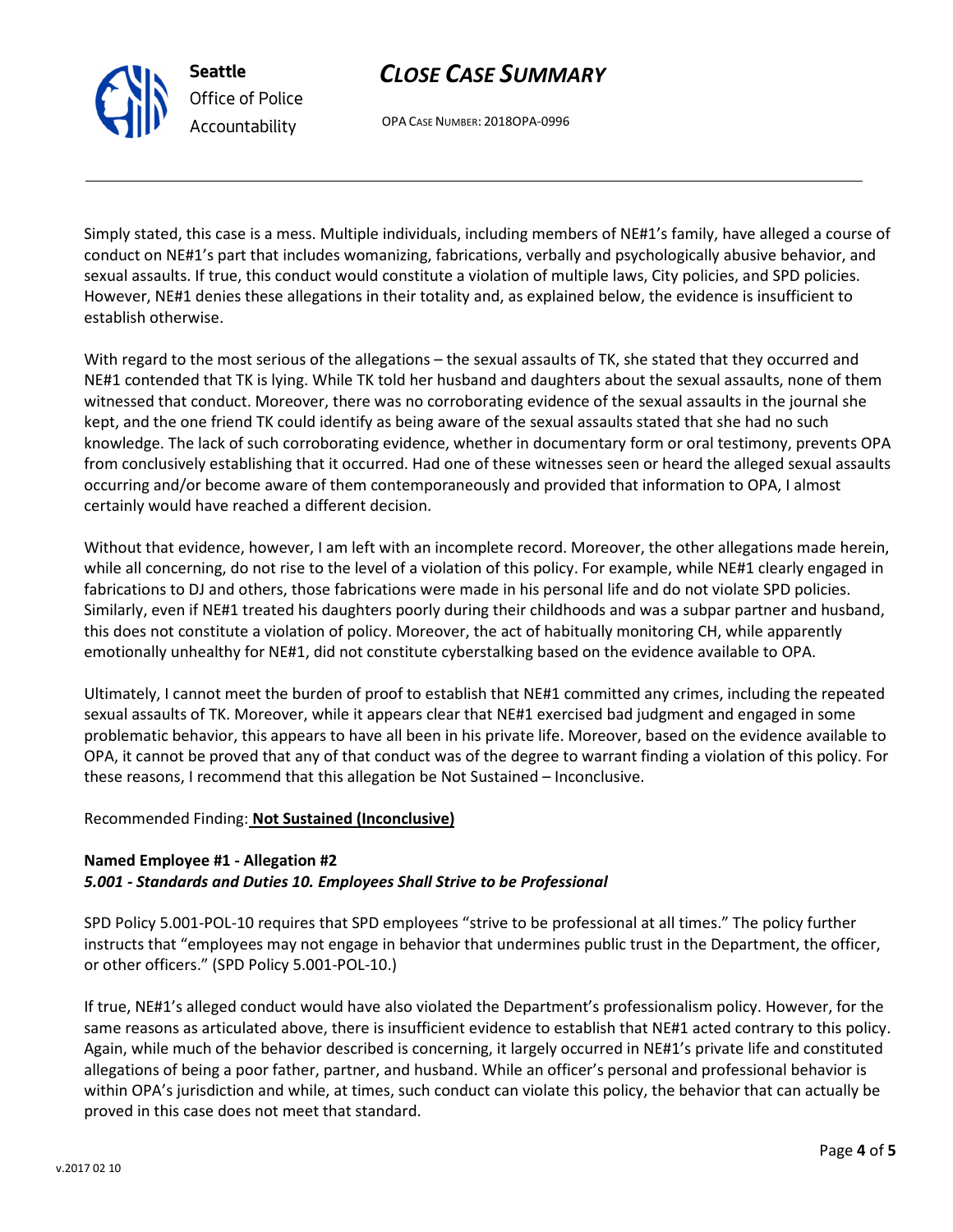Simply stated, this case is a mess. Multiple individuals, including members of NE#1's family, have alleged a course of conduct on NE#1's part that includes womanizing, fabrications, verbally and psychologically abusive behavior, and sexual assaults. If true, this conduct would constitute a violation of multiple laws, City policies, and SPD policies. However, NE#1 denies these allegations in their totality and, as explained below, the evidence is insufficient to establish otherwise.

With regard to the most serious of the allegations – the sexual assaults of TK, she stated that they occurred and NE#1 contended that TK is lying. While TK told her husband and daughters about the sexual assaults, none of them witnessed that conduct. Moreover, there was no corroborating evidence of the sexual assaults in the journal she kept, and the one friend TK could identify as being aware of the sexual assaults stated that she had no such knowledge. The lack of such corroborating evidence, whether in documentary form or oral testimony, prevents OPA from conclusively establishing that it occurred. Had one of these witnesses seen or heard the alleged sexual assaults occurring and/or become aware of them contemporaneously and provided that information to OPA, I almost certainly would have reached a different decision.

Without that evidence, however, I am left with an incomplete record. Moreover, the other allegations made herein, while all concerning, do not rise to the level of a violation of this policy. For example, while NE#1 clearly engaged in fabrications to DJ and others, those fabrications were made in his personal life and do not violate SPD policies. Similarly, even if NE#1 treated his daughters poorly during their childhoods and was a subpar partner and husband, this does not constitute a violation of policy. Moreover, the act of habitually monitoring CH, while apparently emotionally unhealthy for NE#1, did not constitute cyberstalking based on the evidence available to OPA.

Ultimately, I cannot meet the burden of proof to establish that NE#1 committed any crimes, including the repeated sexual assaults of TK. Moreover, while it appears clear that NE#1 exercised bad judgment and engaged in some problematic behavior, this appears to have all been in his private life. Moreover, based on the evidence available to OPA, it cannot be proved that any of that conduct was of the degree to warrant finding a violation of this policy. For these reasons, I recommend that this allegation be Not Sustained – Inconclusive.

Recommended Finding: **Not Sustained (Inconclusive)**

**Named Employee #1 - Allegation #2**
***5.001 - Standards and Duties 10. Employees Shall Strive to be Professional***

SPD Policy 5.001-POL-10 requires that SPD employees "strive to be professional at all times." The policy further instructs that "employees may not engage in behavior that undermines public trust in the Department, the officer, or other officers." (SPD Policy 5.001-POL-10.)

If true, NE#1's alleged conduct would have also violated the Department's professionalism policy. However, for the same reasons as articulated above, there is insufficient evidence to establish that NE#1 acted contrary to this policy. Again, while much of the behavior described is concerning, it largely occurred in NE#1's private life and constituted allegations of being a poor father, partner, and husband. While an officer's personal and professional behavior is within OPA's jurisdiction and while, at times, such conduct can violate this policy, the behavior that can actually be proved in this case does not meet that standard.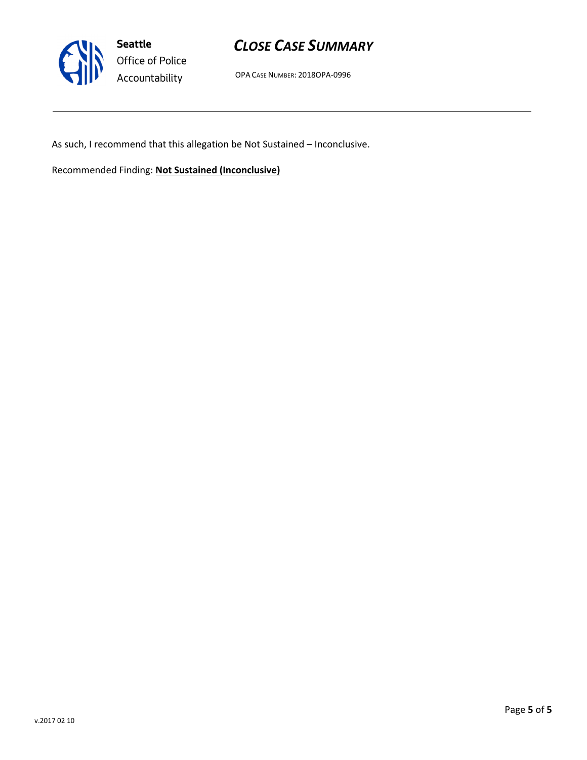As such, I recommend that this allegation be Not Sustained – Inconclusive.

Recommended Finding: **Not Sustained (Inconclusive)**